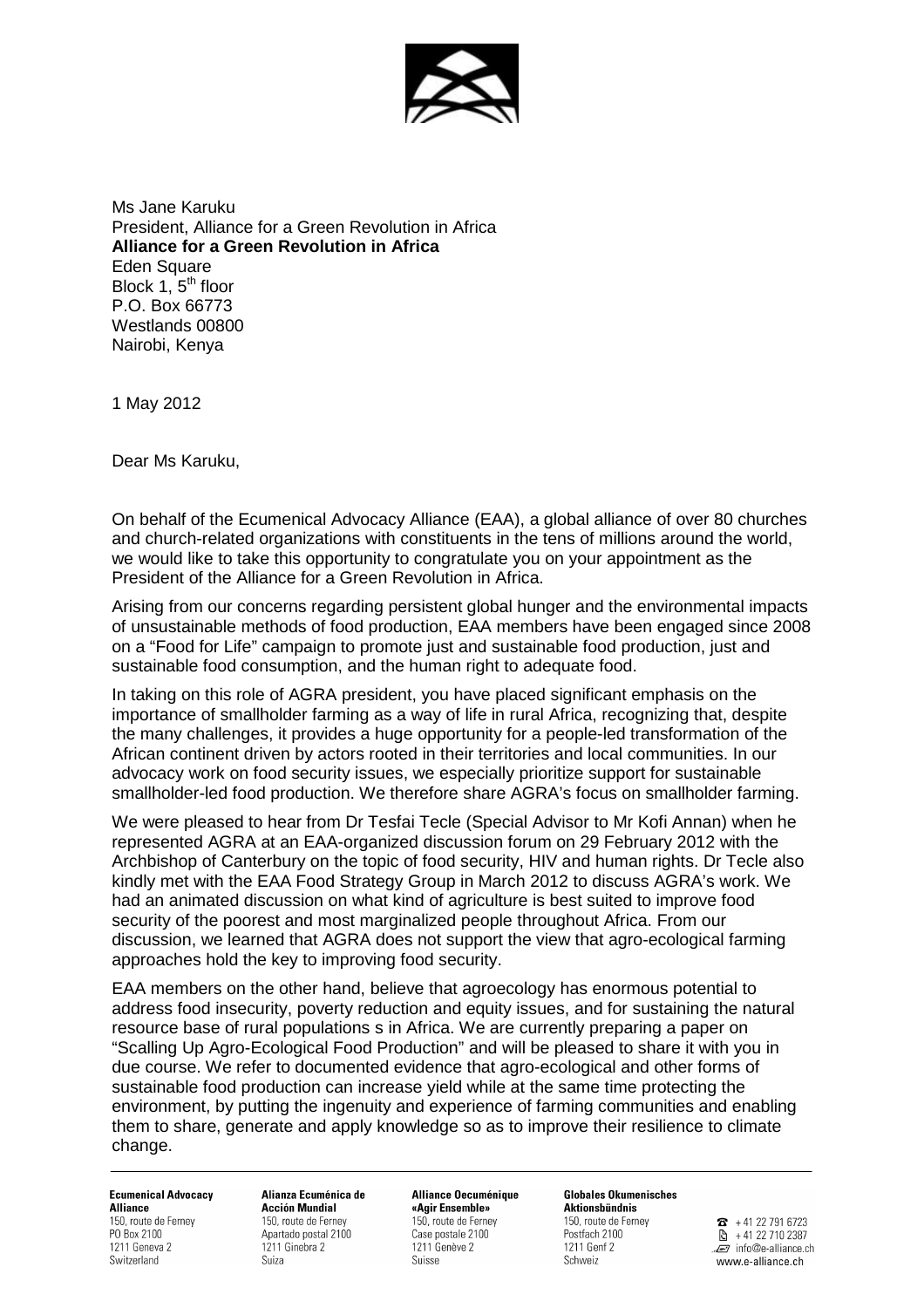Ms Jane Karuku
President, Alliance for a Green Revolution in Africa
**Alliance for a Green Revolution in Africa**
Eden Square
Block 1, 5th floor
P.O. Box 66773
Westlands 00800
Nairobi, Kenya

1 May 2012

Dear Ms Karuku,

On behalf of the Ecumenical Advocacy Alliance (EAA), a global alliance of over 80 churches and church-related organizations with constituents in the tens of millions around the world, we would like to take this opportunity to congratulate you on your appointment as the President of the Alliance for a Green Revolution in Africa.

Arising from our concerns regarding persistent global hunger and the environmental impacts of unsustainable methods of food production, EAA members have been engaged since 2008 on a "Food for Life" campaign to promote just and sustainable food production, just and sustainable food consumption, and the human right to adequate food.

In taking on this role of AGRA president, you have placed significant emphasis on the importance of smallholder farming as a way of life in rural Africa, recognizing that, despite the many challenges, it provides a huge opportunity for a people-led transformation of the African continent driven by actors rooted in their territories and local communities. In our advocacy work on food security issues, we especially prioritize support for sustainable smallholder-led food production. We therefore share AGRA's focus on smallholder farming.

We were pleased to hear from Dr Tesfai Tecle (Special Advisor to Mr Kofi Annan) when he represented AGRA at an EAA-organized discussion forum on 29 February 2012 with the Archbishop of Canterbury on the topic of food security, HIV and human rights. Dr Tecle also kindly met with the EAA Food Strategy Group in March 2012 to discuss AGRA's work. We had an animated discussion on what kind of agriculture is best suited to improve food security of the poorest and most marginalized people throughout Africa. From our discussion, we learned that AGRA does not support the view that agro-ecological farming approaches hold the key to improving food security.

EAA members on the other hand, believe that agroecology has enormous potential to address food insecurity, poverty reduction and equity issues, and for sustaining the natural resource base of rural populations s in Africa. We are currently preparing a paper on "Scalling Up Agro-Ecological Food Production" and will be pleased to share it with you in due course. We refer to documented evidence that agro-ecological and other forms of sustainable food production can increase yield while at the same time protecting the environment, by putting the ingenuity and experience of farming communities and enabling them to share, generate and apply knowledge so as to improve their resilience to climate change.

**Ecumenical Advocacy Alliance**
150, route de Ferney
PO Box 2100
1211 Geneva 2
Switzerland

**Alianza Ecuménica de Acción Mundial**
150, route de Ferney
Apartado postal 2100
1211 Ginebra 2
Suiza

**Alliance Oecuménique «Agir Ensemble»**
150, route de Ferney
Case postale 2100
1211 Genève 2
Suisse

**Globales Ökumenisches Aktionsbündnis**
150, route de Ferney
Postfach 2100
1211 Genf 2
Schweiz

+41 22 791 6723
+41 22 710 2387
info@e-alliance.ch
www.e-alliance.ch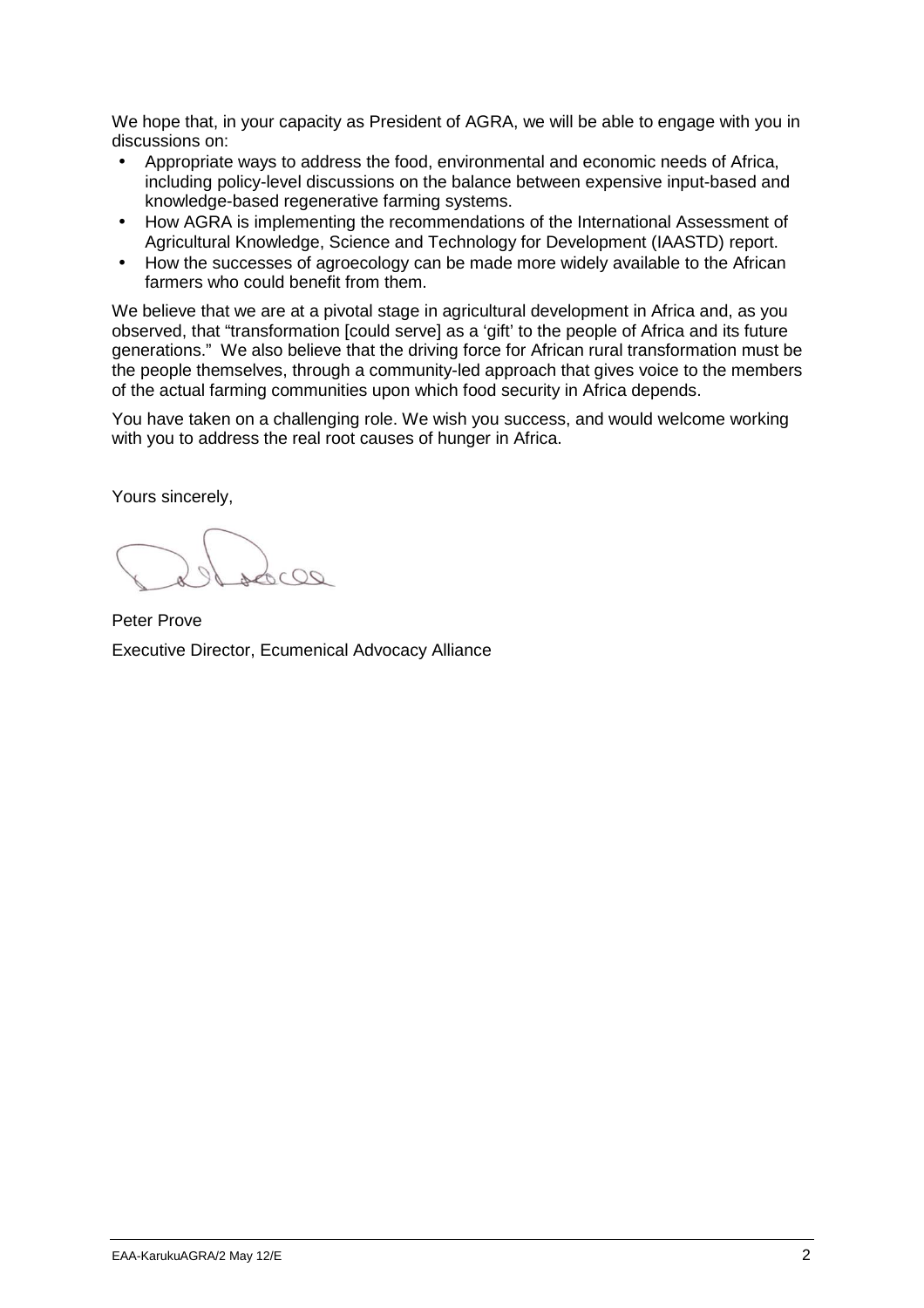We hope that, in your capacity as President of AGRA, we will be able to engage with you in discussions on:

- Appropriate ways to address the food, environmental and economic needs of Africa, including policy-level discussions on the balance between expensive input-based and knowledge-based regenerative farming systems.
- How AGRA is implementing the recommendations of the International Assessment of Agricultural Knowledge, Science and Technology for Development (IAASTD) report.
- How the successes of agroecology can be made more widely available to the African farmers who could benefit from them.

We believe that we are at a pivotal stage in agricultural development in Africa and, as you observed, that "transformation [could serve] as a 'gift' to the people of Africa and its future generations." We also believe that the driving force for African rural transformation must be the people themselves, through a community-led approach that gives voice to the members of the actual farming communities upon which food security in Africa depends.

You have taken on a challenging role. We wish you success, and would welcome working with you to address the real root causes of hunger in Africa.

Yours sincerely,

Peter Prove

Executive Director, Ecumenical Advocacy Alliance